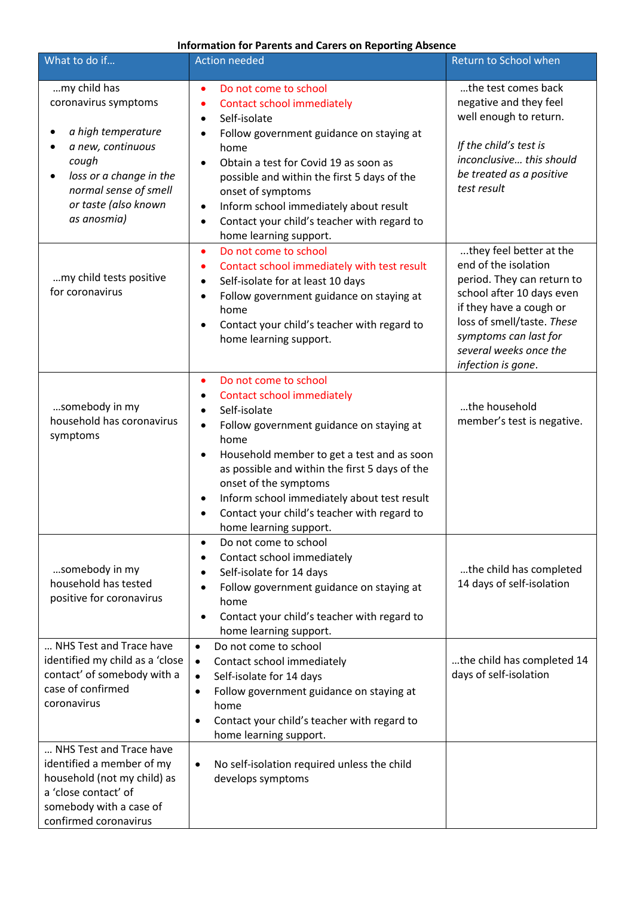**Information for Parents and Carers on Reporting Absence**

| What to do if… | Action needed | Return to School when |
| --- | --- | --- |
| …my child has coronavirus symptoms<br>• *a high temperature*<br>• *a new, continuous cough*<br>• *loss or a change in the normal sense of smell or taste (also known as anosmia)* | • Do not come to school<br>• Contact school immediately<br>• Self-isolate<br>• Follow government guidance on staying at home<br>• Obtain a test for Covid 19 as soon as possible and within the first 5 days of the onset of symptoms<br>• Inform school immediately about result<br>• Contact your child's teacher with regard to home learning support. | …the test comes back negative and they feel well enough to return.<br><br>*If the child's test is inconclusive… this should be treated as a positive test result* |
| …my child tests positive for coronavirus | • Do not come to school<br>• Contact school immediately with test result<br>• Self-isolate for at least 10 days<br>• Follow government guidance on staying at home<br>• Contact your child's teacher with regard to home learning support. | …they feel better at the end of the isolation period. They can return to school after 10 days even if they have a cough or loss of smell/taste. *These symptoms can last for several weeks once the infection is gone*. |
| …somebody in my household has coronavirus symptoms | • Do not come to school<br>• Contact school immediately<br>• Self-isolate<br>• Follow government guidance on staying at home<br>• Household member to get a test and as soon as possible and within the first 5 days of the onset of the symptoms<br>• Inform school immediately about test result<br>• Contact your child's teacher with regard to home learning support. | …the household member's test is negative. |
| …somebody in my household has tested positive for coronavirus | • Do not come to school<br>• Contact school immediately<br>• Self-isolate for 14 days<br>• Follow government guidance on staying at home<br>• Contact your child's teacher with regard to home learning support. | …the child has completed 14 days of self-isolation |
| … NHS Test and Trace have identified my child as a 'close contact' of somebody with a case of confirmed coronavirus | • Do not come to school<br>• Contact school immediately<br>• Self-isolate for 14 days<br>• Follow government guidance on staying at home<br>• Contact your child's teacher with regard to home learning support. | …the child has completed 14 days of self-isolation |
| … NHS Test and Trace have identified a member of my household (not my child) as a 'close contact' of somebody with a case of confirmed coronavirus | • No self-isolation required unless the child develops symptoms | |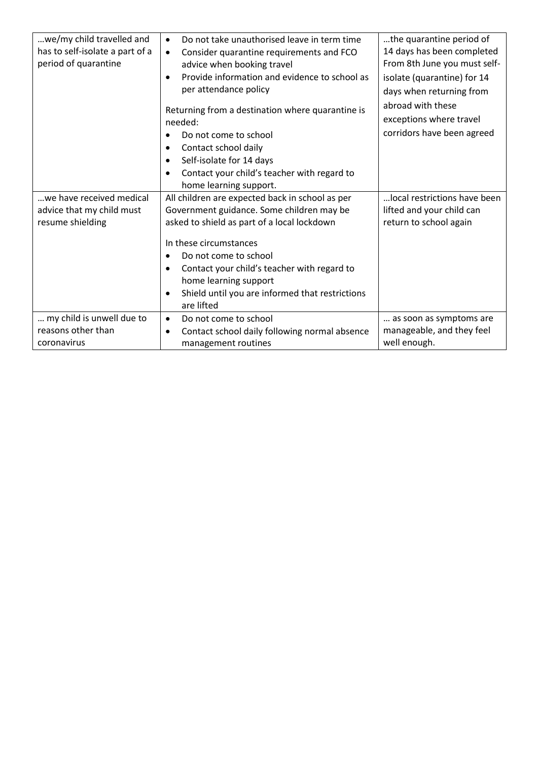| | | |
|---|---|---|
| …we/my child travelled and has to self-isolate a part of a period of quarantine | • Do not take unauthorised leave in term time<br>• Consider quarantine requirements and FCO advice when booking travel<br>• Provide information and evidence to school as per attendance policy<br><br>Returning from a destination where quarantine is needed:<br>• Do not come to school<br>• Contact school daily<br>• Self-isolate for 14 days<br>• Contact your child's teacher with regard to home learning support. | …the quarantine period of 14 days has been completed From 8th June you must self-isolate (quarantine) for 14 days when returning from abroad with these exceptions where travel corridors have been agreed |
| …we have received medical advice that my child must resume shielding | All children are expected back in school as per Government guidance. Some children may be asked to shield as part of a local lockdown<br><br>In these circumstances<br>• Do not come to school<br>• Contact your child's teacher with regard to home learning support<br>• Shield until you are informed that restrictions are lifted | …local restrictions have been lifted and your child can return to school again |
| … my child is unwell due to reasons other than coronavirus | • Do not come to school<br>• Contact school daily following normal absence management routines | … as soon as symptoms are manageable, and they feel well enough. |